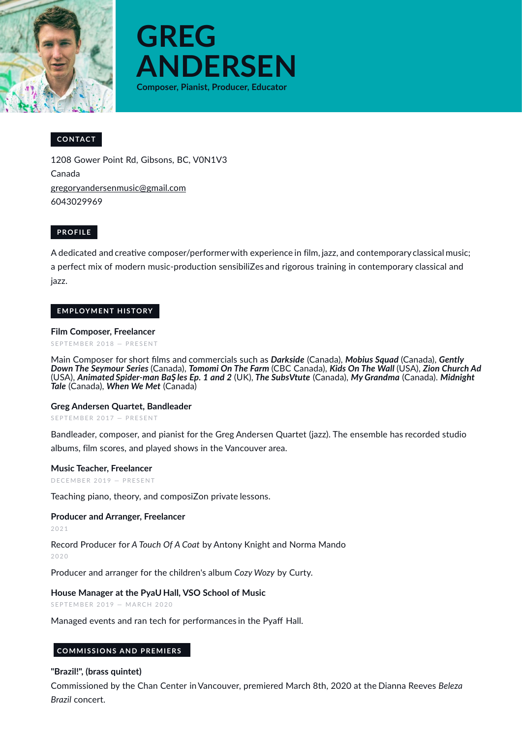# GREG ANDERSEN

**Composer, Pianist, Producer, Educator**

## CONTACT

1208 Gower Point Rd, Gibsons, BC, V0N1V3
Canada
gregoryandersenmusic@gmail.com
6043029969

## PROFILE

A dedicated and creative composer/performer with experience in film, jazz, and contemporary classical music; a perfect mix of modern music-production sensibiliZes and rigorous training in contemporary classical and jazz.

## EMPLOYMENT HISTORY

### Film Composer, Freelancer

SEPTEMBER 2018 — PRESENT

Main Composer for short films and commercials such as ***Darkside*** (Canada), ***Mobius Squad*** (Canada), ***Gently Down The Seymour Series*** (Canada), ***Tomomi On The Farm*** (CBC Canada), ***Kids On The Wall*** (USA), ***Zion Church Ad*** (USA), ***Animated Spider-man BaŞ les Ep. 1 and 2*** (UK), ***The SubsVtute*** (Canada), ***My Grandma*** (Canada). ***Midnight Tale*** (Canada), ***When We Met*** (Canada)

### Greg Andersen Quartet, Bandleader

SEPTEMBER 2017 — PRESENT

Bandleader, composer, and pianist for the Greg Andersen Quartet (jazz). The ensemble has recorded studio albums, film scores, and played shows in the Vancouver area.

### Music Teacher, Freelancer

DECEMBER 2019 — PRESENT

Teaching piano, theory, and composiZon private lessons.

### Producer and Arranger, Freelancer

2021

Record Producer for *A Touch Of A Coat* by Antony Knight and Norma Mando

2020

Producer and arranger for the children's album *Cozy Wozy* by Curty.

### House Manager at the PyaU Hall, VSO School of Music

SEPTEMBER 2019 — MARCH 2020

Managed events and ran tech for performances in the Pyaff Hall.

## COMMISSIONS AND PREMIERS

**"Brazil!", (brass quintet)**

Commissioned by the Chan Center in Vancouver, premiered March 8th, 2020 at the Dianna Reeves *Beleza Brazil* concert.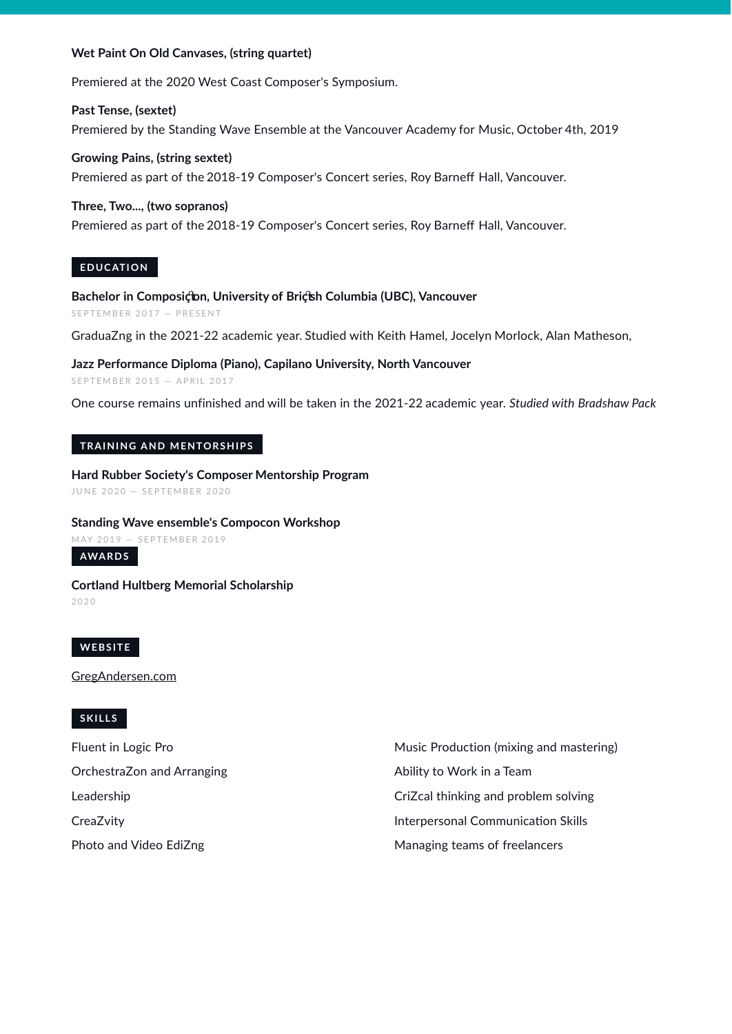**Wet Paint On Old Canvases, (string quartet)**

Premiered at the 2020 West Coast Composer's Symposium.

**Past Tense, (sextet)**

Premiered by the Standing Wave Ensemble at the Vancouver Academy for Music, October 4th, 2019

**Growing Pains, (string sextet)**

Premiered as part of the 2018-19 Composer's Concert series, Roy Barneff Hall, Vancouver.

**Three, Two..., (two sopranos)**

Premiered as part of the 2018-19 Composer's Concert series, Roy Barneff Hall, Vancouver.

## EDUCATION

**Bachelor in Composition, University of British Columbia (UBC), Vancouver**

SEPTEMBER 2017 — PRESENT

GraduaZng in the 2021-22 academic year. Studied with Keith Hamel, Jocelyn Morlock, Alan Matheson,

**Jazz Performance Diploma (Piano), Capilano University, North Vancouver**

SEPTEMBER 2015 — APRIL 2017

One course remains unfinished and will be taken in the 2021-22 academic year. *Studied with Bradshaw Pack*

## TRAINING AND MENTORSHIPS

**Hard Rubber Society's Composer Mentorship Program**

JUNE 2020 — SEPTEMBER 2020

**Standing Wave ensemble's Compocon Workshop**

MAY 2019 — SEPTEMBER 2019

## AWARDS

**Cortland Hultberg Memorial Scholarship**

2020

## WEBSITE

GregAndersen.com

## SKILLS

Fluent in Logic Pro

OrchestraZon and Arranging

Leadership

CreaZvity

Photo and Video EdiZng

Music Production (mixing and mastering)

Ability to Work in a Team

CriZcal thinking and problem solving

Interpersonal Communication Skills

Managing teams of freelancers